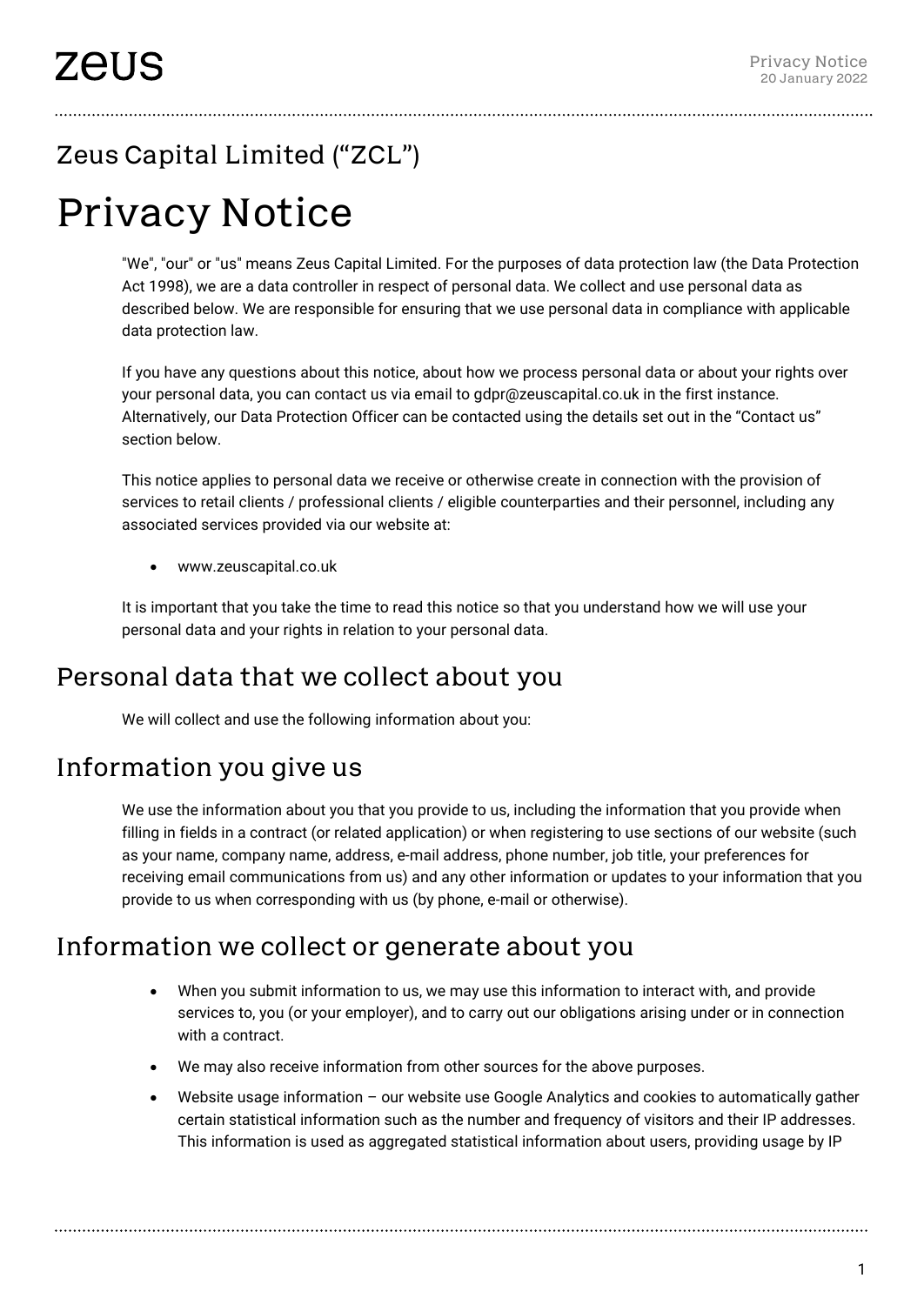# Zeus Capital Limited ("ZCL")

# Privacy Notice

"We", "our" or "us" means Zeus Capital Limited. For the purposes of data protection law (the Data Protection Act 1998), we are a data controller in respect of personal data. We collect and use personal data as described below. We are responsible for ensuring that we use personal data in compliance with applicable data protection law.

If you have any questions about this notice, about how we process personal data or about your rights over your personal data, you can contact us via email to gdpr@zeuscapital.co.uk in the first instance. Alternatively, our Data Protection Officer can be contacted using the details set out in the "Contact us" section below.

This notice applies to personal data we receive or otherwise create in connection with the provision of services to retail clients / professional clients / eligible counterparties and their personnel, including any associated services provided via our website at:

- www.zeuscapital.co.uk

It is important that you take the time to read this notice so that you understand how we will use your personal data and your rights in relation to your personal data.

## Personal data that we collect about you

We will collect and use the following information about you:

## Information you give us

We use the information about you that you provide to us, including the information that you provide when filling in fields in a contract (or related application) or when registering to use sections of our website (such as your name, company name, address, e-mail address, phone number, job title, your preferences for receiving email communications from us) and any other information or updates to your information that you provide to us when corresponding with us (by phone, e-mail or otherwise).

## Information we collect or generate about you

- When you submit information to us, we may use this information to interact with, and provide services to, you (or your employer), and to carry out our obligations arising under or in connection with a contract.
- We may also receive information from other sources for the above purposes.
- Website usage information – our website use Google Analytics and cookies to automatically gather certain statistical information such as the number and frequency of visitors and their IP addresses. This information is used as aggregated statistical information about users, providing usage by IP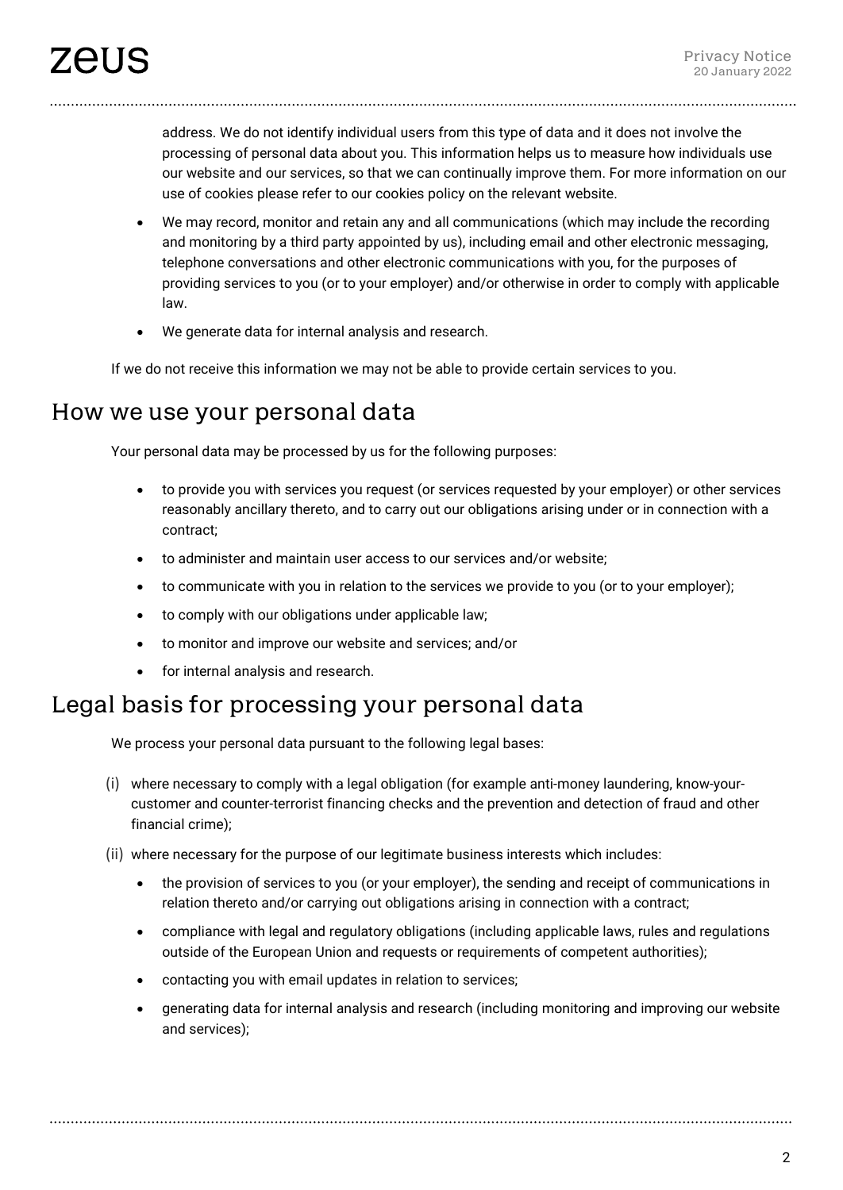address. We do not identify individual users from this type of data and it does not involve the processing of personal data about you. This information helps us to measure how individuals use our website and our services, so that we can continually improve them. For more information on our use of cookies please refer to our cookies policy on the relevant website.

- We may record, monitor and retain any and all communications (which may include the recording and monitoring by a third party appointed by us), including email and other electronic messaging, telephone conversations and other electronic communications with you, for the purposes of providing services to you (or to your employer) and/or otherwise in order to comply with applicable law.
- We generate data for internal analysis and research.

If we do not receive this information we may not be able to provide certain services to you.

## How we use your personal data

Your personal data may be processed by us for the following purposes:

- to provide you with services you request (or services requested by your employer) or other services reasonably ancillary thereto, and to carry out our obligations arising under or in connection with a contract;
- to administer and maintain user access to our services and/or website;
- to communicate with you in relation to the services we provide to you (or to your employer);
- to comply with our obligations under applicable law;
- to monitor and improve our website and services; and/or
- for internal analysis and research.

## Legal basis for processing your personal data

We process your personal data pursuant to the following legal bases:

(i) where necessary to comply with a legal obligation (for example anti-money laundering, know-your-customer and counter-terrorist financing checks and the prevention and detection of fraud and other financial crime);

(ii) where necessary for the purpose of our legitimate business interests which includes:

- the provision of services to you (or your employer), the sending and receipt of communications in relation thereto and/or carrying out obligations arising in connection with a contract;
- compliance with legal and regulatory obligations (including applicable laws, rules and regulations outside of the European Union and requests or requirements of competent authorities);
- contacting you with email updates in relation to services;
- generating data for internal analysis and research (including monitoring and improving our website and services);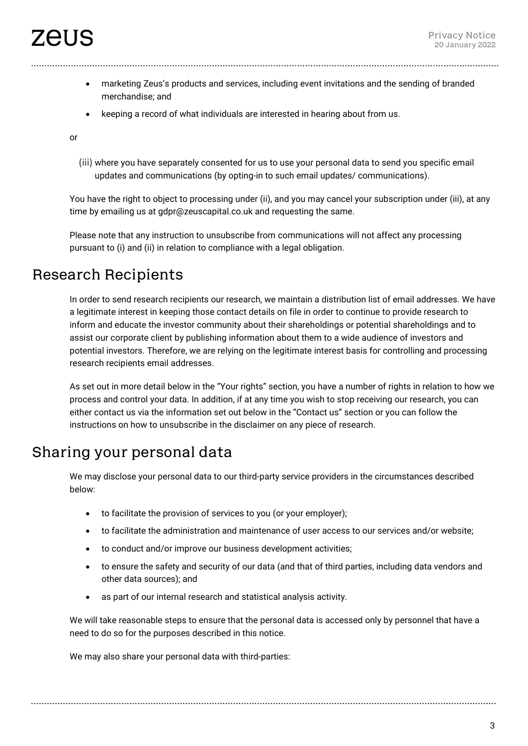- marketing Zeus's products and services, including event invitations and the sending of branded merchandise; and
- keeping a record of what individuals are interested in hearing about from us.

or

(iii) where you have separately consented for us to use your personal data to send you specific email updates and communications (by opting-in to such email updates/ communications).

You have the right to object to processing under (ii), and you may cancel your subscription under (iii), at any time by emailing us at gdpr@zeuscapital.co.uk and requesting the same.

Please note that any instruction to unsubscribe from communications will not affect any processing pursuant to (i) and (ii) in relation to compliance with a legal obligation.

## Research Recipients

In order to send research recipients our research, we maintain a distribution list of email addresses. We have a legitimate interest in keeping those contact details on file in order to continue to provide research to inform and educate the investor community about their shareholdings or potential shareholdings and to assist our corporate client by publishing information about them to a wide audience of investors and potential investors. Therefore, we are relying on the legitimate interest basis for controlling and processing research recipients email addresses.

As set out in more detail below in the "Your rights" section, you have a number of rights in relation to how we process and control your data. In addition, if at any time you wish to stop receiving our research, you can either contact us via the information set out below in the "Contact us" section or you can follow the instructions on how to unsubscribe in the disclaimer on any piece of research.

## Sharing your personal data

We may disclose your personal data to our third-party service providers in the circumstances described below:

- to facilitate the provision of services to you (or your employer);
- to facilitate the administration and maintenance of user access to our services and/or website;
- to conduct and/or improve our business development activities;
- to ensure the safety and security of our data (and that of third parties, including data vendors and other data sources); and
- as part of our internal research and statistical analysis activity.

We will take reasonable steps to ensure that the personal data is accessed only by personnel that have a need to do so for the purposes described in this notice.

We may also share your personal data with third-parties: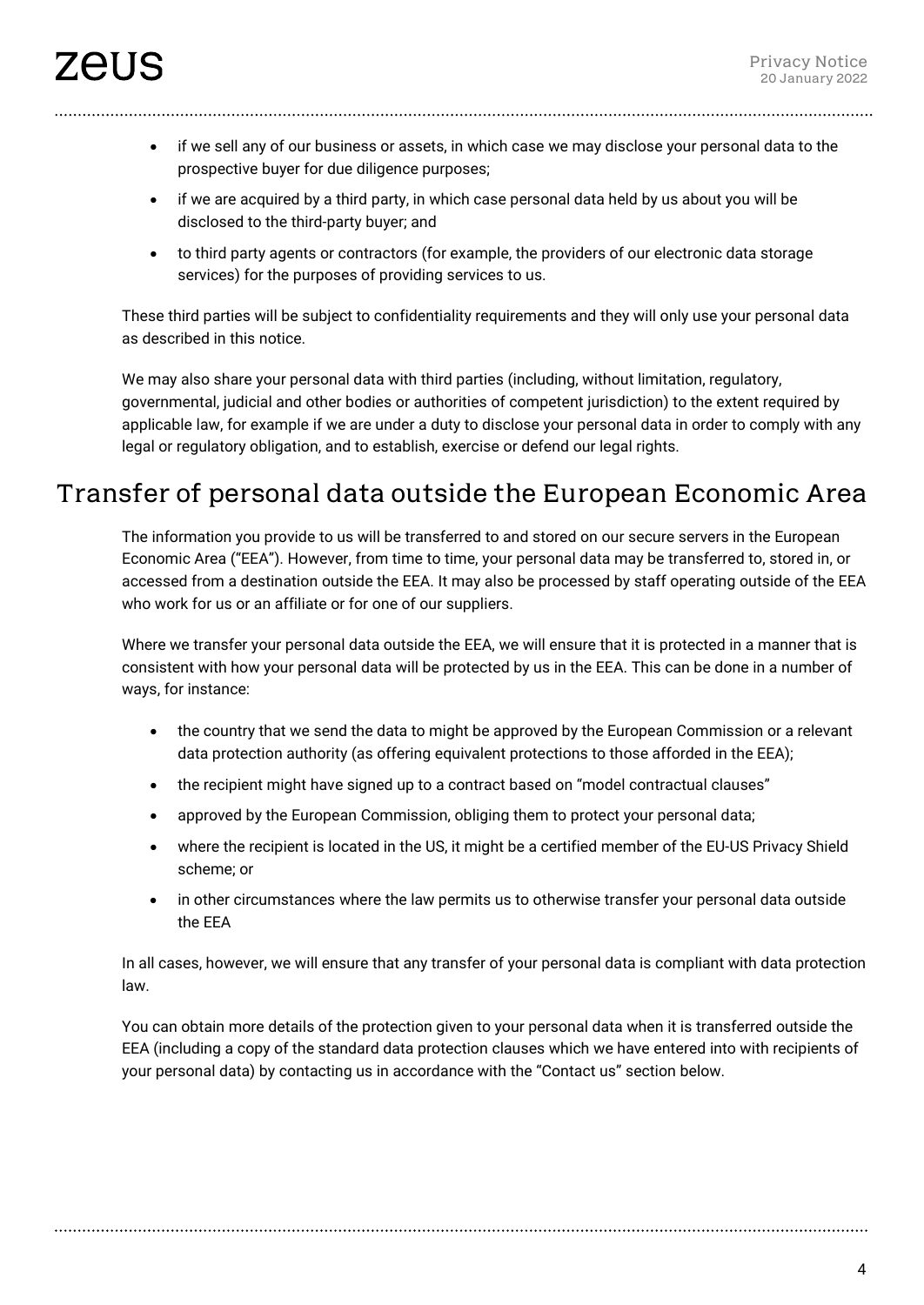- if we sell any of our business or assets, in which case we may disclose your personal data to the prospective buyer for due diligence purposes;
- if we are acquired by a third party, in which case personal data held by us about you will be disclosed to the third-party buyer; and
- to third party agents or contractors (for example, the providers of our electronic data storage services) for the purposes of providing services to us.

These third parties will be subject to confidentiality requirements and they will only use your personal data as described in this notice.

We may also share your personal data with third parties (including, without limitation, regulatory, governmental, judicial and other bodies or authorities of competent jurisdiction) to the extent required by applicable law, for example if we are under a duty to disclose your personal data in order to comply with any legal or regulatory obligation, and to establish, exercise or defend our legal rights.

## Transfer of personal data outside the European Economic Area

The information you provide to us will be transferred to and stored on our secure servers in the European Economic Area ("EEA"). However, from time to time, your personal data may be transferred to, stored in, or accessed from a destination outside the EEA. It may also be processed by staff operating outside of the EEA who work for us or an affiliate or for one of our suppliers.

Where we transfer your personal data outside the EEA, we will ensure that it is protected in a manner that is consistent with how your personal data will be protected by us in the EEA. This can be done in a number of ways, for instance:

- the country that we send the data to might be approved by the European Commission or a relevant data protection authority (as offering equivalent protections to those afforded in the EEA);
- the recipient might have signed up to a contract based on "model contractual clauses"
- approved by the European Commission, obliging them to protect your personal data;
- where the recipient is located in the US, it might be a certified member of the EU-US Privacy Shield scheme; or
- in other circumstances where the law permits us to otherwise transfer your personal data outside the EEA

In all cases, however, we will ensure that any transfer of your personal data is compliant with data protection law.

You can obtain more details of the protection given to your personal data when it is transferred outside the EEA (including a copy of the standard data protection clauses which we have entered into with recipients of your personal data) by contacting us in accordance with the "Contact us" section below.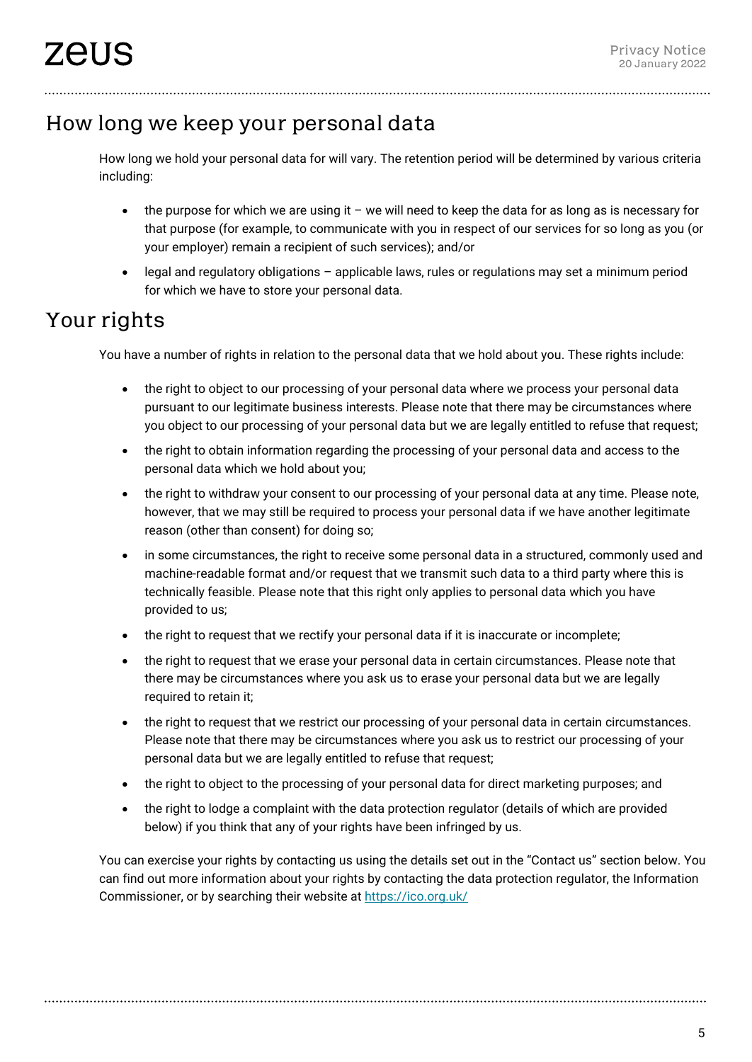## How long we keep your personal data

How long we hold your personal data for will vary. The retention period will be determined by various criteria including:

- the purpose for which we are using it – we will need to keep the data for as long as is necessary for that purpose (for example, to communicate with you in respect of our services for so long as you (or your employer) remain a recipient of such services); and/or
- legal and regulatory obligations – applicable laws, rules or regulations may set a minimum period for which we have to store your personal data.

## Your rights

You have a number of rights in relation to the personal data that we hold about you. These rights include:

- the right to object to our processing of your personal data where we process your personal data pursuant to our legitimate business interests. Please note that there may be circumstances where you object to our processing of your personal data but we are legally entitled to refuse that request;
- the right to obtain information regarding the processing of your personal data and access to the personal data which we hold about you;
- the right to withdraw your consent to our processing of your personal data at any time. Please note, however, that we may still be required to process your personal data if we have another legitimate reason (other than consent) for doing so;
- in some circumstances, the right to receive some personal data in a structured, commonly used and machine-readable format and/or request that we transmit such data to a third party where this is technically feasible. Please note that this right only applies to personal data which you have provided to us;
- the right to request that we rectify your personal data if it is inaccurate or incomplete;
- the right to request that we erase your personal data in certain circumstances. Please note that there may be circumstances where you ask us to erase your personal data but we are legally required to retain it;
- the right to request that we restrict our processing of your personal data in certain circumstances. Please note that there may be circumstances where you ask us to restrict our processing of your personal data but we are legally entitled to refuse that request;
- the right to object to the processing of your personal data for direct marketing purposes; and
- the right to lodge a complaint with the data protection regulator (details of which are provided below) if you think that any of your rights have been infringed by us.

You can exercise your rights by contacting us using the details set out in the "Contact us" section below. You can find out more information about your rights by contacting the data protection regulator, the Information Commissioner, or by searching their website at [https://ico.org.uk/](https://ico.org.uk/)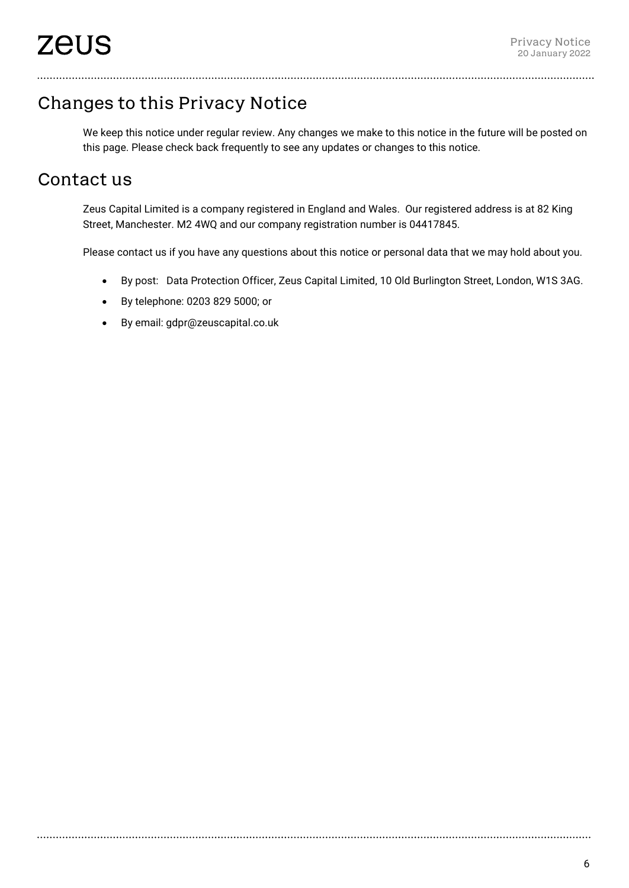## Changes to this Privacy Notice

We keep this notice under regular review. Any changes we make to this notice in the future will be posted on this page. Please check back frequently to see any updates or changes to this notice.

## Contact us

Zeus Capital Limited is a company registered in England and Wales. Our registered address is at 82 King Street, Manchester. M2 4WQ and our company registration number is 04417845.

Please contact us if you have any questions about this notice or personal data that we may hold about you.

- By post: Data Protection Officer, Zeus Capital Limited, 10 Old Burlington Street, London, W1S 3AG.
- By telephone: 0203 829 5000; or
- By email: gdpr@zeuscapital.co.uk